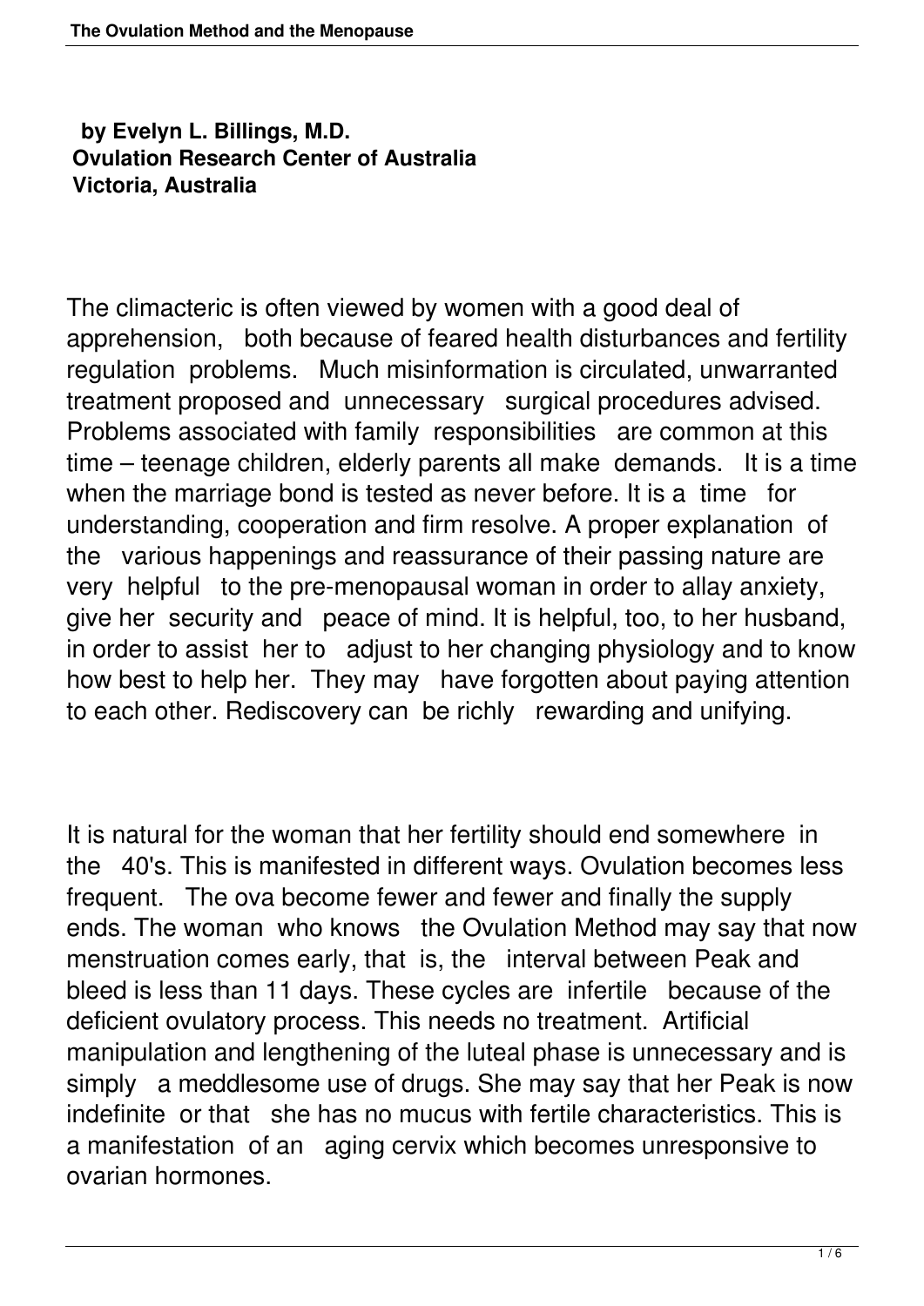**by Evelyn L. Billings, M.D.**
**Ovulation Research Center of Australia**
**Victoria, Australia**

The climacteric is often viewed by women with a good deal of apprehension, both because of feared health disturbances and fertility regulation problems. Much misinformation is circulated, unwarranted treatment proposed and unnecessary surgical procedures advised. Problems associated with family responsibilities are common at this time – teenage children, elderly parents all make demands. It is a time when the marriage bond is tested as never before. It is a time for understanding, cooperation and firm resolve. A proper explanation of the various happenings and reassurance of their passing nature are very helpful to the pre-menopausal woman in order to allay anxiety, give her security and peace of mind. It is helpful, too, to her husband, in order to assist her to adjust to her changing physiology and to know how best to help her. They may have forgotten about paying attention to each other. Rediscovery can be richly rewarding and unifying.

It is natural for the woman that her fertility should end somewhere in the 40's. This is manifested in different ways. Ovulation becomes less frequent. The ova become fewer and fewer and finally the supply ends. The woman who knows the Ovulation Method may say that now menstruation comes early, that is, the interval between Peak and bleed is less than 11 days. These cycles are infertile because of the deficient ovulatory process. This needs no treatment. Artificial manipulation and lengthening of the luteal phase is unnecessary and is simply a meddlesome use of drugs. She may say that her Peak is now indefinite or that she has no mucus with fertile characteristics. This is a manifestation of an aging cervix which becomes unresponsive to ovarian hormones.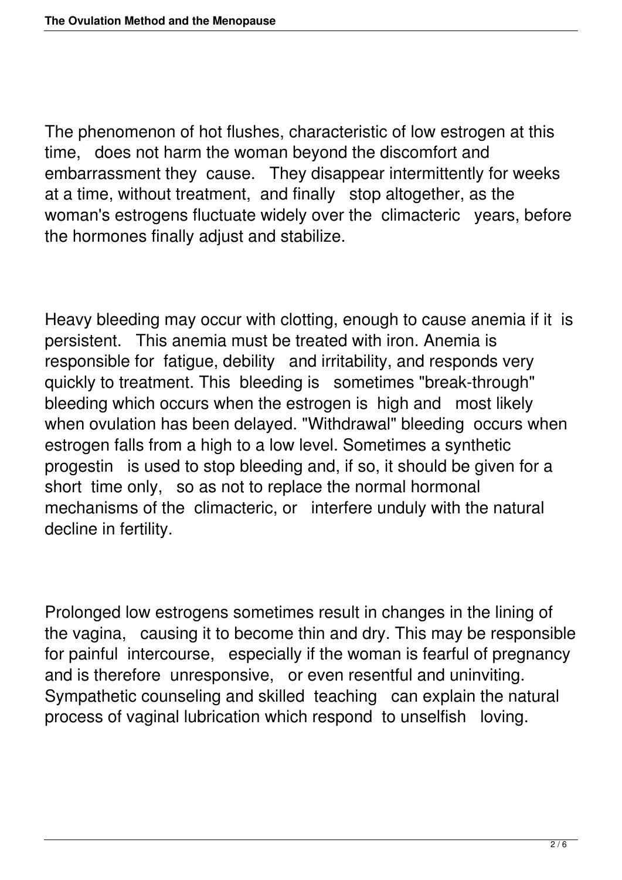The phenomenon of hot flushes, characteristic of low estrogen at this time, does not harm the woman beyond the discomfort and embarrassment they cause. They disappear intermittently for weeks at a time, without treatment, and finally stop altogether, as the woman's estrogens fluctuate widely over the climacteric years, before the hormones finally adjust and stabilize.

Heavy bleeding may occur with clotting, enough to cause anemia if it is persistent. This anemia must be treated with iron. Anemia is responsible for fatigue, debility and irritability, and responds very quickly to treatment. This bleeding is sometimes "break-through" bleeding which occurs when the estrogen is high and most likely when ovulation has been delayed. "Withdrawal" bleeding occurs when estrogen falls from a high to a low level. Sometimes a synthetic progestin is used to stop bleeding and, if so, it should be given for a short time only, so as not to replace the normal hormonal mechanisms of the climacteric, or interfere unduly with the natural decline in fertility.

Prolonged low estrogens sometimes result in changes in the lining of the vagina, causing it to become thin and dry. This may be responsible for painful intercourse, especially if the woman is fearful of pregnancy and is therefore unresponsive, or even resentful and uninviting. Sympathetic counseling and skilled teaching can explain the natural process of vaginal lubrication which respond to unselfish loving.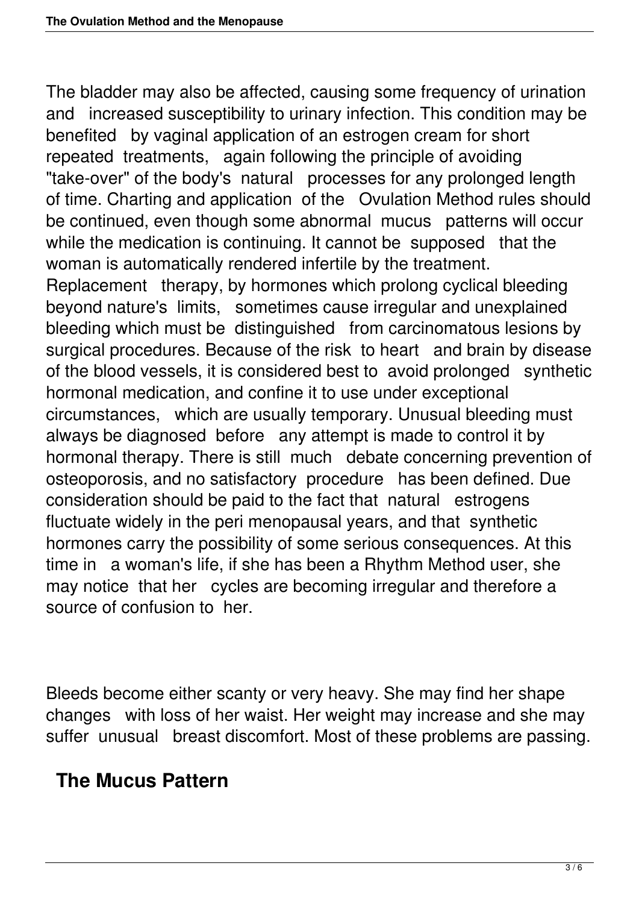The bladder may also be affected, causing some frequency of urination and increased susceptibility to urinary infection. This condition may be benefited by vaginal application of an estrogen cream for short repeated treatments, again following the principle of avoiding "take-over" of the body's natural processes for any prolonged length of time. Charting and application of the Ovulation Method rules should be continued, even though some abnormal mucus patterns will occur while the medication is continuing. It cannot be supposed that the woman is automatically rendered infertile by the treatment. Replacement therapy, by hormones which prolong cyclical bleeding beyond nature's limits, sometimes cause irregular and unexplained bleeding which must be distinguished from carcinomatous lesions by surgical procedures. Because of the risk to heart and brain by disease of the blood vessels, it is considered best to avoid prolonged synthetic hormonal medication, and confine it to use under exceptional circumstances, which are usually temporary. Unusual bleeding must always be diagnosed before any attempt is made to control it by hormonal therapy. There is still much debate concerning prevention of osteoporosis, and no satisfactory procedure has been defined. Due consideration should be paid to the fact that natural estrogens fluctuate widely in the peri menopausal years, and that synthetic hormones carry the possibility of some serious consequences. At this time in a woman's life, if she has been a Rhythm Method user, she may notice that her cycles are becoming irregular and therefore a source of confusion to her.

Bleeds become either scanty or very heavy. She may find her shape changes with loss of her waist. Her weight may increase and she may suffer unusual breast discomfort. Most of these problems are passing.

## The Mucus Pattern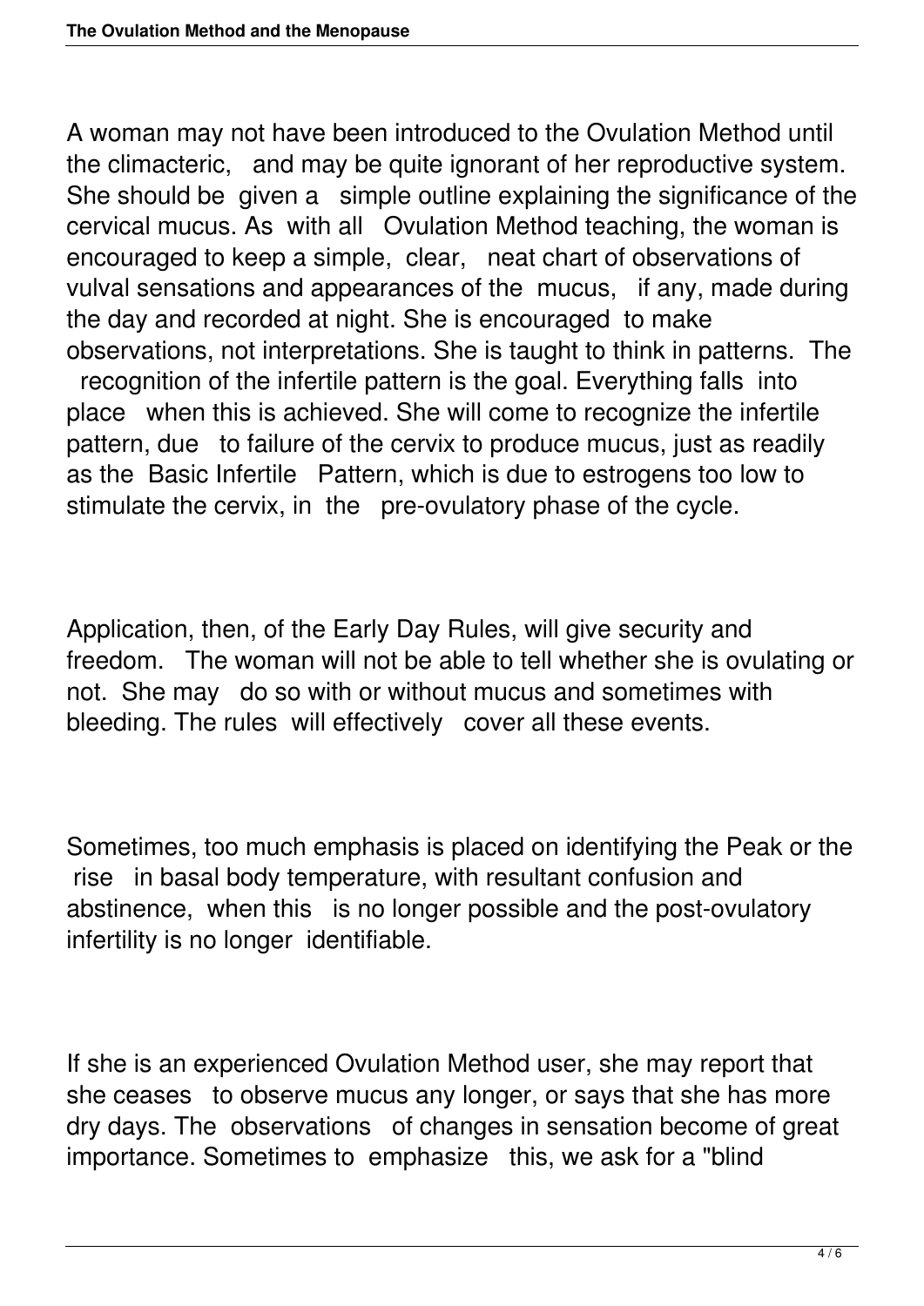A woman may not have been introduced to the Ovulation Method until the climacteric, and may be quite ignorant of her reproductive system. She should be given a simple outline explaining the significance of the cervical mucus. As with all Ovulation Method teaching, the woman is encouraged to keep a simple, clear, neat chart of observations of vulval sensations and appearances of the mucus, if any, made during the day and recorded at night. She is encouraged to make observations, not interpretations. She is taught to think in patterns. The recognition of the infertile pattern is the goal. Everything falls into place when this is achieved. She will come to recognize the infertile pattern, due to failure of the cervix to produce mucus, just as readily as the Basic Infertile Pattern, which is due to estrogens too low to stimulate the cervix, in the pre-ovulatory phase of the cycle.

Application, then, of the Early Day Rules, will give security and freedom. The woman will not be able to tell whether she is ovulating or not. She may do so with or without mucus and sometimes with bleeding. The rules will effectively cover all these events.

Sometimes, too much emphasis is placed on identifying the Peak or the rise in basal body temperature, with resultant confusion and abstinence, when this is no longer possible and the post-ovulatory infertility is no longer identifiable.

If she is an experienced Ovulation Method user, she may report that she ceases to observe mucus any longer, or says that she has more dry days. The observations of changes in sensation become of great importance. Sometimes to emphasize this, we ask for a "blind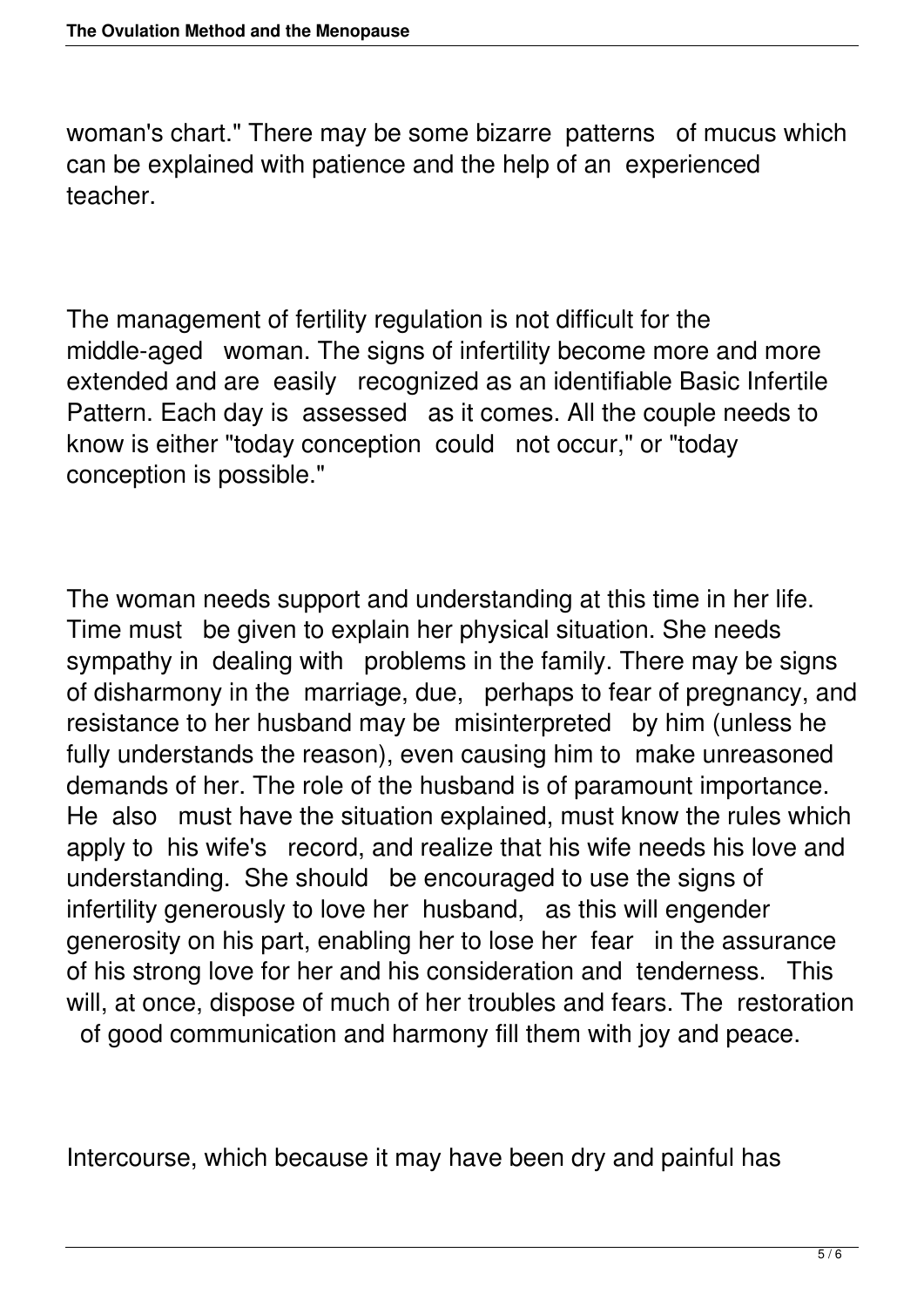woman's chart." There may be some bizarre patterns of mucus which can be explained with patience and the help of an experienced teacher.

The management of fertility regulation is not difficult for the middle-aged woman. The signs of infertility become more and more extended and are easily recognized as an identifiable Basic Infertile Pattern. Each day is assessed as it comes. All the couple needs to know is either "today conception could not occur," or "today conception is possible."

The woman needs support and understanding at this time in her life. Time must be given to explain her physical situation. She needs sympathy in dealing with problems in the family. There may be signs of disharmony in the marriage, due, perhaps to fear of pregnancy, and resistance to her husband may be misinterpreted by him (unless he fully understands the reason), even causing him to make unreasoned demands of her. The role of the husband is of paramount importance. He also must have the situation explained, must know the rules which apply to his wife's record, and realize that his wife needs his love and understanding. She should be encouraged to use the signs of infertility generously to love her husband, as this will engender generosity on his part, enabling her to lose her fear in the assurance of his strong love for her and his consideration and tenderness. This will, at once, dispose of much of her troubles and fears. The restoration of good communication and harmony fill them with joy and peace.

Intercourse, which because it may have been dry and painful has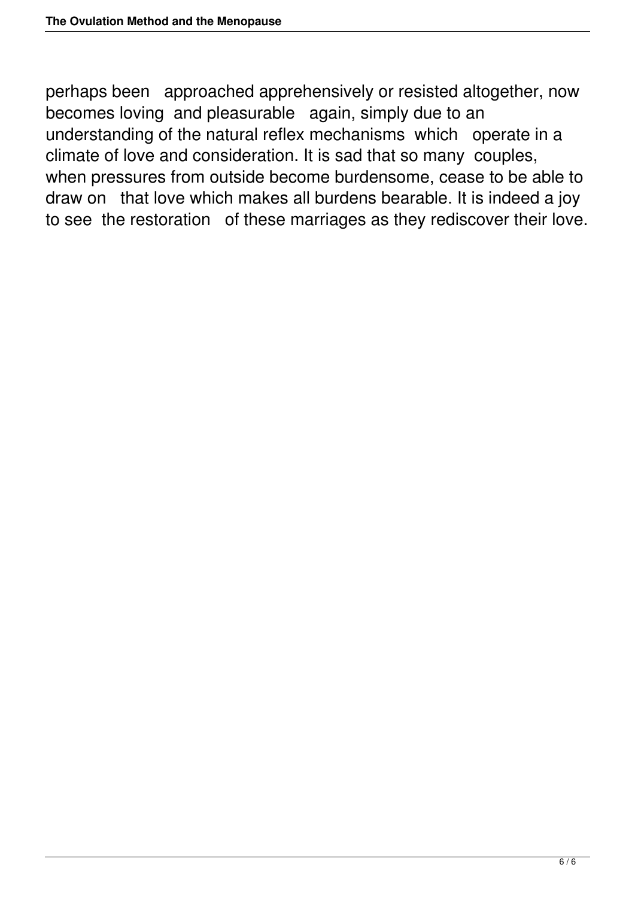perhaps been approached apprehensively or resisted altogether, now becomes loving and pleasurable again, simply due to an understanding of the natural reflex mechanisms which operate in a climate of love and consideration. It is sad that so many couples, when pressures from outside become burdensome, cease to be able to draw on that love which makes all burdens bearable. It is indeed a joy to see the restoration of these marriages as they rediscover their love.